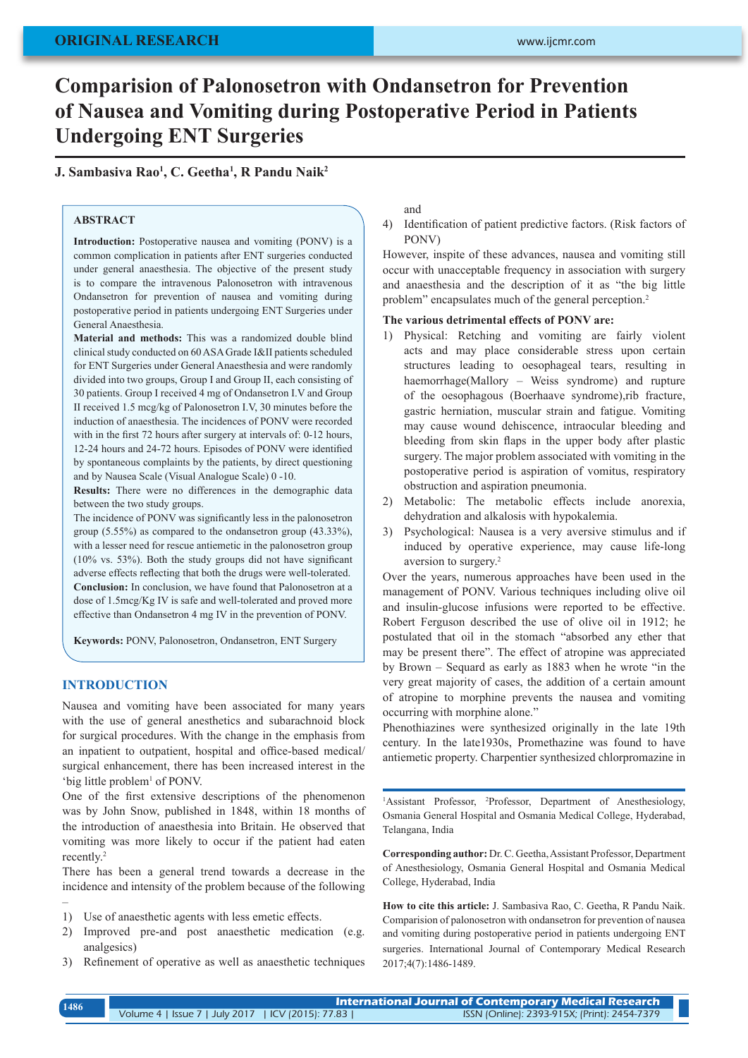ORIGINAL RESEARCH

# Comparision of Palonosetron with Ondansetron for Prevention of Nausea and Vomiting during Postoperative Period in Patients Undergoing ENT Surgeries

**J. Sambasiva Rao[1], C. Geetha[1], R Pandu Naik[2]**

## ABSTRACT

**Introduction:** Postoperative nausea and vomiting (PONV) is a common complication in patients after ENT surgeries conducted under general anaesthesia. The objective of the present study is to compare the intravenous Palonosetron with intravenous Ondansetron for prevention of nausea and vomiting during postoperative period in patients undergoing ENT Surgeries under General Anaesthesia.

**Material and methods:** This was a randomized double blind clinical study conducted on 60 ASA Grade I&II patients scheduled for ENT Surgeries under General Anaesthesia and were randomly divided into two groups, Group I and Group II, each consisting of 30 patients. Group I received 4 mg of Ondansetron I.V and Group II received 1.5 mcg/kg of Palonosetron I.V, 30 minutes before the induction of anaesthesia. The incidences of PONV were recorded with in the first 72 hours after surgery at intervals of: 0-12 hours, 12-24 hours and 24-72 hours. Episodes of PONV were identified by spontaneous complaints by the patients, by direct questioning and by Nausea Scale (Visual Analogue Scale) 0 -10.

**Results:** There were no differences in the demographic data between the two study groups.

The incidence of PONV was significantly less in the palonosetron group (5.55%) as compared to the ondansetron group (43.33%), with a lesser need for rescue antiemetic in the palonosetron group (10% vs. 53%). Both the study groups did not have significant adverse effects reflecting that both the drugs were well-tolerated.

**Conclusion:** In conclusion, we have found that Palonosetron at a dose of 1.5mcg/Kg IV is safe and well-tolerated and proved more effective than Ondansetron 4 mg IV in the prevention of PONV.

**Keywords:** PONV, Palonosetron, Ondansetron, ENT Surgery

## INTRODUCTION

Nausea and vomiting have been associated for many years with the use of general anesthetics and subarachnoid block for surgical procedures. With the change in the emphasis from an inpatient to outpatient, hospital and office-based medical/surgical enhancement, there has been increased interest in the 'big little problem[1] of PONV.

One of the first extensive descriptions of the phenomenon was by John Snow, published in 1848, within 18 months of the introduction of anaesthesia into Britain. He observed that vomiting was more likely to occur if the patient had eaten recently.[2]

There has been a general trend towards a decrease in the incidence and intensity of the problem because of the following –

1) Use of anaesthetic agents with less emetic effects.
2) Improved pre-and post anaesthetic medication (e.g. analgesics)
3) Refinement of operative as well as anaesthetic techniques and
4) Identification of patient predictive factors. (Risk factors of PONV)

However, inspite of these advances, nausea and vomiting still occur with unacceptable frequency in association with surgery and anaesthesia and the description of it as "the big little problem" encapsulates much of the general perception.[2]

**The various detrimental effects of PONV are:**

1) Physical: Retching and vomiting are fairly violent acts and may place considerable stress upon certain structures leading to oesophageal tears, resulting in haemorrhage(Mallory – Weiss syndrome) and rupture of the oesophagous (Boerhaave syndrome),rib fracture, gastric herniation, muscular strain and fatigue. Vomiting may cause wound dehiscence, intraocular bleeding and bleeding from skin flaps in the upper body after plastic surgery. The major problem associated with vomiting in the postoperative period is aspiration of vomitus, respiratory obstruction and aspiration pneumonia.
2) Metabolic: The metabolic effects include anorexia, dehydration and alkalosis with hypokalemia.
3) Psychological: Nausea is a very aversive stimulus and if induced by operative experience, may cause life-long aversion to surgery.[2]

Over the years, numerous approaches have been used in the management of PONV. Various techniques including olive oil and insulin-glucose infusions were reported to be effective. Robert Ferguson described the use of olive oil in 1912; he postulated that oil in the stomach "absorbed any ether that may be present there". The effect of atropine was appreciated by Brown – Sequard as early as 1883 when he wrote "in the very great majority of cases, the addition of a certain amount of atropine to morphine prevents the nausea and vomiting occurring with morphine alone."

Phenothiazines were synthesized originally in the late 19th century. In the late1930s, Promethazine was found to have antiemetic property. Charpentier synthesized chlorpromazine in

[1]Assistant Professor, [2]Professor, Department of Anesthesiology, Osmania General Hospital and Osmania Medical College, Hyderabad, Telangana, India

**Corresponding author:** Dr. C. Geetha, Assistant Professor, Department of Anesthesiology, Osmania General Hospital and Osmania Medical College, Hyderabad, India

**How to cite this article:** J. Sambasiva Rao, C. Geetha, R Pandu Naik. Comparision of palonosetron with ondansetron for prevention of nausea and vomiting during postoperative period in patients undergoing ENT surgeries. International Journal of Contemporary Medical Research 2017;4(7):1486-1489.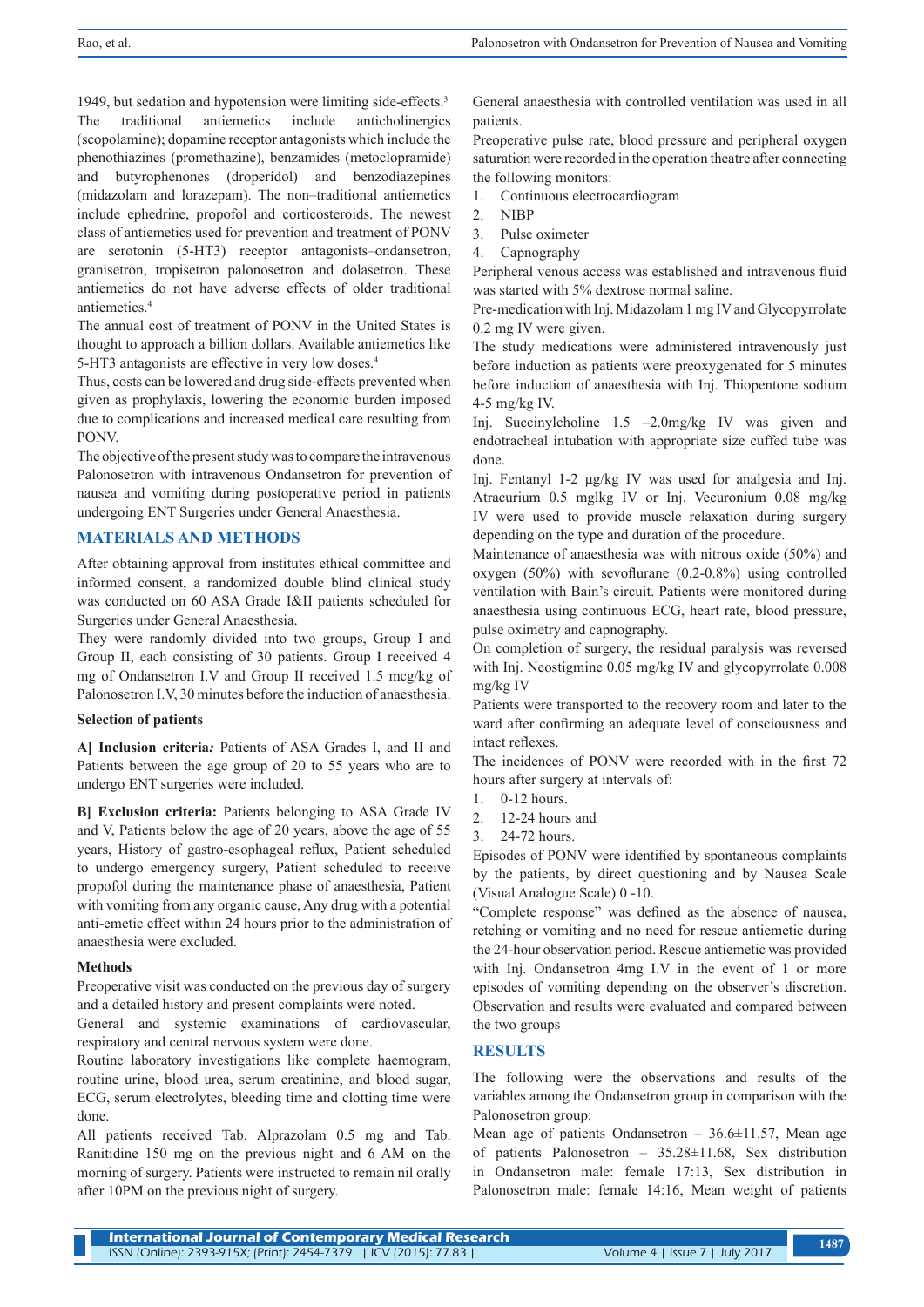1949, but sedation and hypotension were limiting side-effects.[3] The traditional antiemetics include anticholinergics (scopolamine); dopamine receptor antagonists which include the phenothiazines (promethazine), benzamides (metoclopramide) and butyrophenones (droperidol) and benzodiazepines (midazolam and lorazepam). The non–traditional antiemetics include ephedrine, propofol and corticosteroids. The newest class of antiemetics used for prevention and treatment of PONV are serotonin (5-HT3) receptor antagonists–ondansetron, granisetron, tropisetron palonosetron and dolasetron. These antiemetics do not have adverse effects of older traditional antiemetics.[4]

The annual cost of treatment of PONV in the United States is thought to approach a billion dollars. Available antiemetics like 5-HT3 antagonists are effective in very low doses.[4]

Thus, costs can be lowered and drug side-effects prevented when given as prophylaxis, lowering the economic burden imposed due to complications and increased medical care resulting from PONV.

The objective of the present study was to compare the intravenous Palonosetron with intravenous Ondansetron for prevention of nausea and vomiting during postoperative period in patients undergoing ENT Surgeries under General Anaesthesia.

## MATERIALS AND METHODS

After obtaining approval from institutes ethical committee and informed consent, a randomized double blind clinical study was conducted on 60 ASA Grade I&II patients scheduled for Surgeries under General Anaesthesia.

They were randomly divided into two groups, Group I and Group II, each consisting of 30 patients. Group I received 4 mg of Ondansetron I.V and Group II received 1.5 mcg/kg of Palonosetron I.V, 30 minutes before the induction of anaesthesia.

### Selection of patients

**A] Inclusion criteria*:*** Patients of ASA Grades I, and II and Patients between the age group of 20 to 55 years who are to undergo ENT surgeries were included.

**B] Exclusion criteria:** Patients belonging to ASA Grade IV and V, Patients below the age of 20 years, above the age of 55 years, History of gastro-esophageal reflux, Patient scheduled to undergo emergency surgery, Patient scheduled to receive propofol during the maintenance phase of anaesthesia, Patient with vomiting from any organic cause, Any drug with a potential anti-emetic effect within 24 hours prior to the administration of anaesthesia were excluded.

### Methods

Preoperative visit was conducted on the previous day of surgery and a detailed history and present complaints were noted.

General and systemic examinations of cardiovascular, respiratory and central nervous system were done.

Routine laboratory investigations like complete haemogram, routine urine, blood urea, serum creatinine, and blood sugar, ECG, serum electrolytes, bleeding time and clotting time were done.

All patients received Tab. Alprazolam 0.5 mg and Tab. Ranitidine 150 mg on the previous night and 6 AM on the morning of surgery. Patients were instructed to remain nil orally after 10PM on the previous night of surgery.

General anaesthesia with controlled ventilation was used in all patients.

Preoperative pulse rate, blood pressure and peripheral oxygen saturation were recorded in the operation theatre after connecting the following monitors:

1. Continuous electrocardiogram
2. NIBP
3. Pulse oximeter
4. Capnography

Peripheral venous access was established and intravenous fluid was started with 5% dextrose normal saline.

Pre-medication with Inj. Midazolam 1 mg IV and Glycopyrrolate 0.2 mg IV were given.

The study medications were administered intravenously just before induction as patients were preoxygenated for 5 minutes before induction of anaesthesia with Inj. Thiopentone sodium 4-5 mg/kg IV.

Inj. Succinylcholine 1.5 –2.0mg/kg IV was given and endotracheal intubation with appropriate size cuffed tube was done.

Inj. Fentanyl 1-2 µg/kg IV was used for analgesia and Inj. Atracurium 0.5 mglkg IV or Inj. Vecuronium 0.08 mg/kg IV were used to provide muscle relaxation during surgery depending on the type and duration of the procedure.

Maintenance of anaesthesia was with nitrous oxide (50%) and oxygen (50%) with sevoflurane (0.2-0.8%) using controlled ventilation with Bain's circuit. Patients were monitored during anaesthesia using continuous ECG, heart rate, blood pressure, pulse oximetry and capnography.

On completion of surgery, the residual paralysis was reversed with Inj. Neostigmine 0.05 mg/kg IV and glycopyrrolate 0.008 mg/kg IV

Patients were transported to the recovery room and later to the ward after confirming an adequate level of consciousness and intact reflexes.

The incidences of PONV were recorded with in the first 72 hours after surgery at intervals of:

1. 0-12 hours.
2. 12-24 hours and
3. 24-72 hours.

Episodes of PONV were identified by spontaneous complaints by the patients, by direct questioning and by Nausea Scale (Visual Analogue Scale) 0 -10.

"Complete response" was defined as the absence of nausea, retching or vomiting and no need for rescue antiemetic during the 24-hour observation period. Rescue antiemetic was provided with Inj. Ondansetron 4mg I.V in the event of 1 or more episodes of vomiting depending on the observer's discretion. Observation and results were evaluated and compared between the two groups

## RESULTS

The following were the observations and results of the variables among the Ondansetron group in comparison with the Palonosetron group:

Mean age of patients Ondansetron – 36.6±11.57, Mean age of patients Palonosetron – 35.28±11.68, Sex distribution in Ondansetron male: female 17:13, Sex distribution in Palonosetron male: female 14:16, Mean weight of patients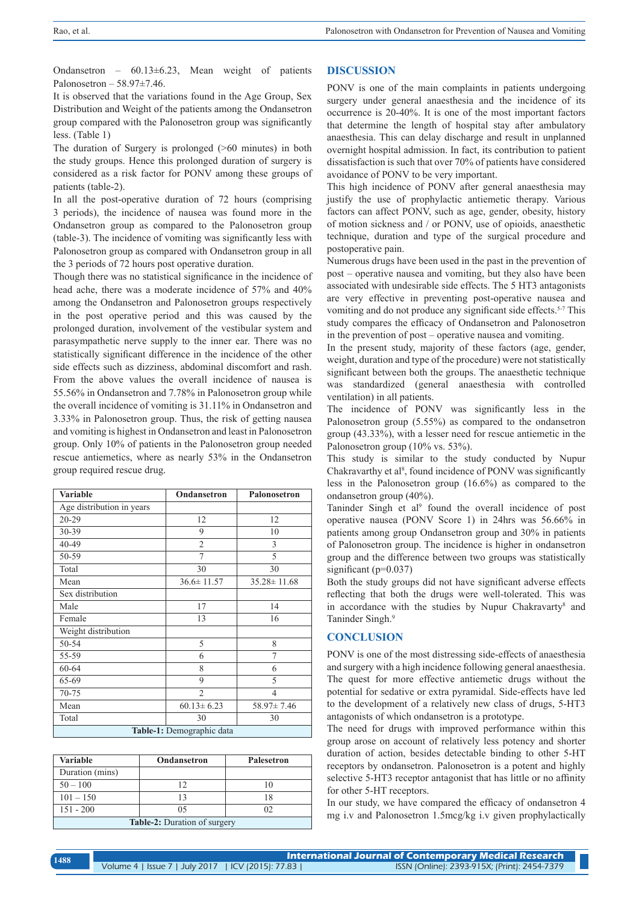Ondansetron – 60.13±6.23, Mean weight of patients Palonosetron – 58.97±7.46.

It is observed that the variations found in the Age Group, Sex Distribution and Weight of the patients among the Ondansetron group compared with the Palonosetron group was significantly less. (Table 1)

The duration of Surgery is prolonged (>60 minutes) in both the study groups. Hence this prolonged duration of surgery is considered as a risk factor for PONV among these groups of patients (table-2).

In all the post-operative duration of 72 hours (comprising 3 periods), the incidence of nausea was found more in the Ondansetron group as compared to the Palonosetron group (table-3). The incidence of vomiting was significantly less with Palonosetron group as compared with Ondansetron group in all the 3 periods of 72 hours post operative duration.

Though there was no statistical significance in the incidence of head ache, there was a moderate incidence of 57% and 40% among the Ondansetron and Palonosetron groups respectively in the post operative period and this was caused by the prolonged duration, involvement of the vestibular system and parasympathetic nerve supply to the inner ear. There was no statistically significant difference in the incidence of the other side effects such as dizziness, abdominal discomfort and rash. From the above values the overall incidence of nausea is 55.56% in Ondansetron and 7.78% in Palonosetron group while the overall incidence of vomiting is 31.11% in Ondansetron and 3.33% in Palonosetron group. Thus, the risk of getting nausea and vomiting is highest in Ondansetron and least in Palonosetron group. Only 10% of patients in the Palonosetron group needed rescue antiemetics, where as nearly 53% in the Ondansetron group required rescue drug.

| Variable | Ondansetron | Palonosetron |
|---|---|---|
| Age distribution in years | | |
| 20-29 | 12 | 12 |
| 30-39 | 9 | 10 |
| 40-49 | 2 | 3 |
| 50-59 | 7 | 5 |
| Total | 30 | 30 |
| Mean | 36.6± 11.57 | 35.28± 11.68 |
| Sex distribution | | |
| Male | 17 | 14 |
| Female | 13 | 16 |
| Weight distribution | | |
| 50-54 | 5 | 8 |
| 55-59 | 6 | 7 |
| 60-64 | 8 | 6 |
| 65-69 | 9 | 5 |
| 70-75 | 2 | 4 |
| Mean | 60.13± 6.23 | 58.97± 7.46 |
| Total | 30 | 30 |

**Table-1:** Demographic data

| Variable | Ondansetron | Palesetron |
|---|---|---|
| Duration (mins) | | |
| 50 – 100 | 12 | 10 |
| 101 – 150 | 13 | 18 |
| 151 - 200 | 05 | 02 |

**Table-2:** Duration of surgery

## DISCUSSION

PONV is one of the main complaints in patients undergoing surgery under general anaesthesia and the incidence of its occurrence is 20-40%. It is one of the most important factors that determine the length of hospital stay after ambulatory anaesthesia. This can delay discharge and result in unplanned overnight hospital admission. In fact, its contribution to patient dissatisfaction is such that over 70% of patients have considered avoidance of PONV to be very important.

This high incidence of PONV after general anaesthesia may justify the use of prophylactic antiemetic therapy. Various factors can affect PONV, such as age, gender, obesity, history of motion sickness and / or PONV, use of opioids, anaesthetic technique, duration and type of the surgical procedure and postoperative pain.

Numerous drugs have been used in the past in the prevention of post – operative nausea and vomiting, but they also have been associated with undesirable side effects. The 5 HT3 antagonists are very effective in preventing post-operative nausea and vomiting and do not produce any significant side effects.[5-7] This study compares the efficacy of Ondansetron and Palonosetron in the prevention of post – operative nausea and vomiting.

In the present study, majority of these factors (age, gender, weight, duration and type of the procedure) were not statistically significant between both the groups. The anaesthetic technique was standardized (general anaesthesia with controlled ventilation) in all patients.

The incidence of PONV was significantly less in the Palonosetron group (5.55%) as compared to the ondansetron group (43.33%), with a lesser need for rescue antiemetic in the Palonosetron group (10% vs. 53%).

This study is similar to the study conducted by Nupur Chakravarthy et al[8], found incidence of PONV was significantly less in the Palonosetron group (16.6%) as compared to the ondansetron group (40%).

Taninder Singh et al[9] found the overall incidence of post operative nausea (PONV Score 1) in 24hrs was 56.66% in patients among group Ondansetron group and 30% in patients of Palonosetron group. The incidence is higher in ondansetron group and the difference between two groups was statistically significant (p=0.037)

Both the study groups did not have significant adverse effects reflecting that both the drugs were well-tolerated. This was in accordance with the studies by Nupur Chakravarty[8] and Taninder Singh.[9]

## CONCLUSION

PONV is one of the most distressing side-effects of anaesthesia and surgery with a high incidence following general anaesthesia. The quest for more effective antiemetic drugs without the potential for sedative or extra pyramidal. Side-effects have led to the development of a relatively new class of drugs, 5-HT3 antagonists of which ondansetron is a prototype.

The need for drugs with improved performance within this group arose on account of relatively less potency and shorter duration of action, besides detectable binding to other 5-HT receptors by ondansetron. Palonosetron is a potent and highly selective 5-HT3 receptor antagonist that has little or no affinity for other 5-HT receptors.

In our study, we have compared the efficacy of ondansetron 4 mg i.v and Palonosetron 1.5mcg/kg i.v given prophylactically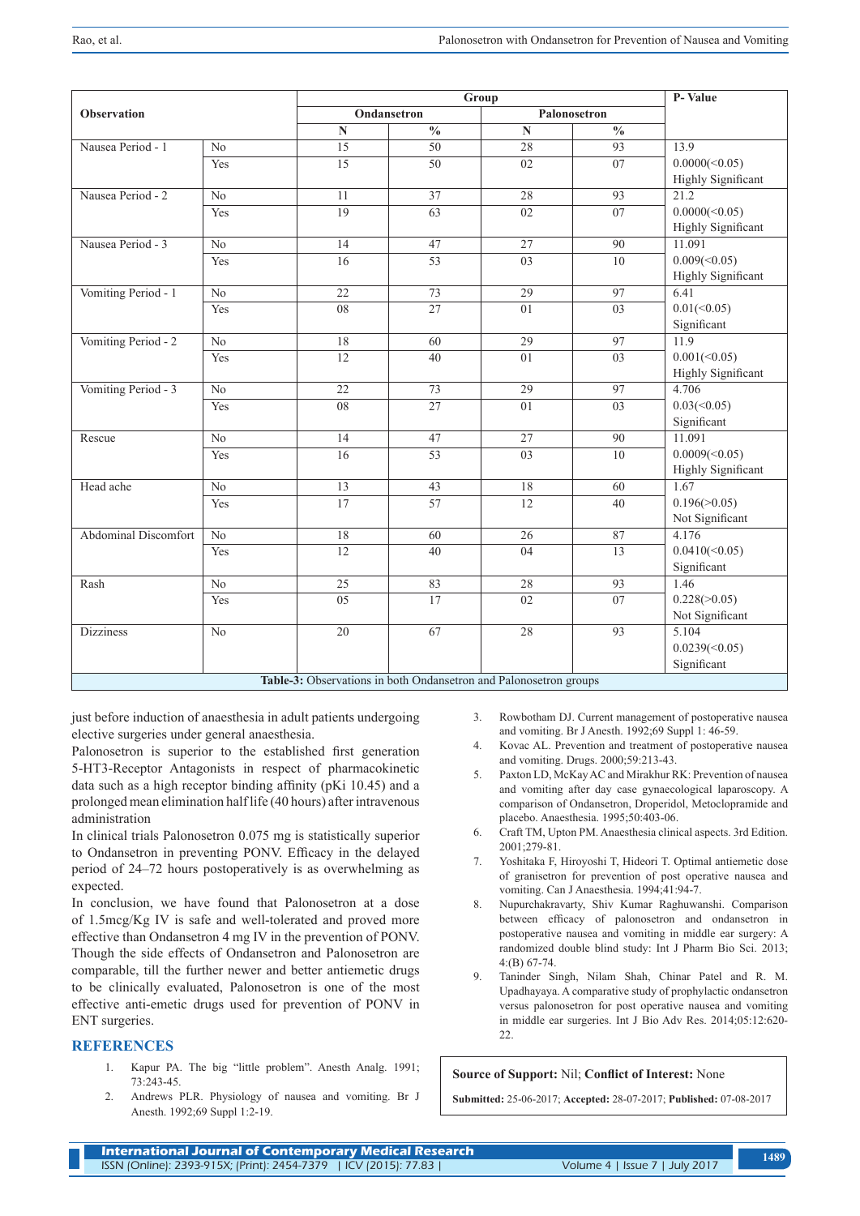| Observation | | Group | | | | P- Value |
|---|---|---|---|---|---|---|
| | | Ondansetron | | Palonosetron | | |
| | | N | % | N | % | |
| Nausea Period - 1 | No | 15 | 50 | 28 | 93 | 13.9 |
| | Yes | 15 | 50 | 02 | 07 | 0.0000(<0.05) Highly Significant |
| Nausea Period - 2 | No | 11 | 37 | 28 | 93 | 21.2 |
| | Yes | 19 | 63 | 02 | 07 | 0.0000(<0.05) Highly Significant |
| Nausea Period - 3 | No | 14 | 47 | 27 | 90 | 11.091 |
| | Yes | 16 | 53 | 03 | 10 | 0.009(<0.05) Highly Significant |
| Vomiting Period - 1 | No | 22 | 73 | 29 | 97 | 6.41 |
| | Yes | 08 | 27 | 01 | 03 | 0.01(<0.05) Significant |
| Vomiting Period - 2 | No | 18 | 60 | 29 | 97 | 11.9 |
| | Yes | 12 | 40 | 01 | 03 | 0.001(<0.05) Highly Significant |
| Vomiting Period - 3 | No | 22 | 73 | 29 | 97 | 4.706 |
| | Yes | 08 | 27 | 01 | 03 | 0.03(<0.05) Significant |
| Rescue | No | 14 | 47 | 27 | 90 | 11.091 |
| | Yes | 16 | 53 | 03 | 10 | 0.0009(<0.05) Highly Significant |
| Head ache | No | 13 | 43 | 18 | 60 | 1.67 |
| | Yes | 17 | 57 | 12 | 40 | 0.196(>0.05) Not Significant |
| Abdominal Discomfort | No | 18 | 60 | 26 | 87 | 4.176 |
| | Yes | 12 | 40 | 04 | 13 | 0.0410(<0.05) Significant |
| Rash | No | 25 | 83 | 28 | 93 | 1.46 |
| | Yes | 05 | 17 | 02 | 07 | 0.228(>0.05) Not Significant |
| Dizziness | No | 20 | 67 | 28 | 93 | 5.104 0.0239(<0.05) Significant |

**Table-3:** Observations in both Ondansetron and Palonosetron groups

just before induction of anaesthesia in adult patients undergoing elective surgeries under general anaesthesia.

Palonosetron is superior to the established first generation 5-HT3-Receptor Antagonists in respect of pharmacokinetic data such as a high receptor binding affinity (pKi 10.45) and a prolonged mean elimination half life (40 hours) after intravenous administration

In clinical trials Palonosetron 0.075 mg is statistically superior to Ondansetron in preventing PONV. Efficacy in the delayed period of 24–72 hours postoperatively is as overwhelming as expected.

In conclusion, we have found that Palonosetron at a dose of 1.5mcg/Kg IV is safe and well-tolerated and proved more effective than Ondansetron 4 mg IV in the prevention of PONV. Though the side effects of Ondansetron and Palonosetron are comparable, till the further newer and better antiemetic drugs to be clinically evaluated, Palonosetron is one of the most effective anti-emetic drugs used for prevention of PONV in ENT surgeries.

## REFERENCES

1. Kapur PA. The big "little problem". Anesth Analg. 1991; 73:243-45.
2. Andrews PLR. Physiology of nausea and vomiting. Br J Anesth. 1992;69 Suppl 1:2-19.
3. Rowbotham DJ. Current management of postoperative nausea and vomiting. Br J Anesth. 1992;69 Suppl 1: 46-59.
4. Kovac AL. Prevention and treatment of postoperative nausea and vomiting. Drugs. 2000;59:213-43.
5. Paxton LD, McKay AC and Mirakhur RK: Prevention of nausea and vomiting after day case gynaecological laparoscopy. A comparison of Ondansetron, Droperidol, Metoclopramide and placebo. Anaesthesia. 1995;50:403-06.
6. Craft TM, Upton PM. Anaesthesia clinical aspects. 3rd Edition. 2001;279-81.
7. Yoshitaka F, Hiroyoshi T, Hideori T. Optimal antiemetic dose of granisetron for prevention of post operative nausea and vomiting. Can J Anaesthesia. 1994;41:94-7.
8. Nupurchakravarty, Shiv Kumar Raghuwanshi. Comparison between efficacy of palonosetron and ondansetron in postoperative nausea and vomiting in middle ear surgery: A randomized double blind study: Int J Pharm Bio Sci. 2013; 4:(B) 67-74.
9. Taninder Singh, Nilam Shah, Chinar Patel and R. M. Upadhayaya. A comparative study of prophylactic ondansetron versus palonosetron for post operative nausea and vomiting in middle ear surgeries. Int J Bio Adv Res. 2014;05:12:620-22.

**Source of Support:** Nil; **Conflict of Interest:** None

**Submitted:** 25-06-2017; **Accepted:** 28-07-2017; **Published:** 07-08-2017